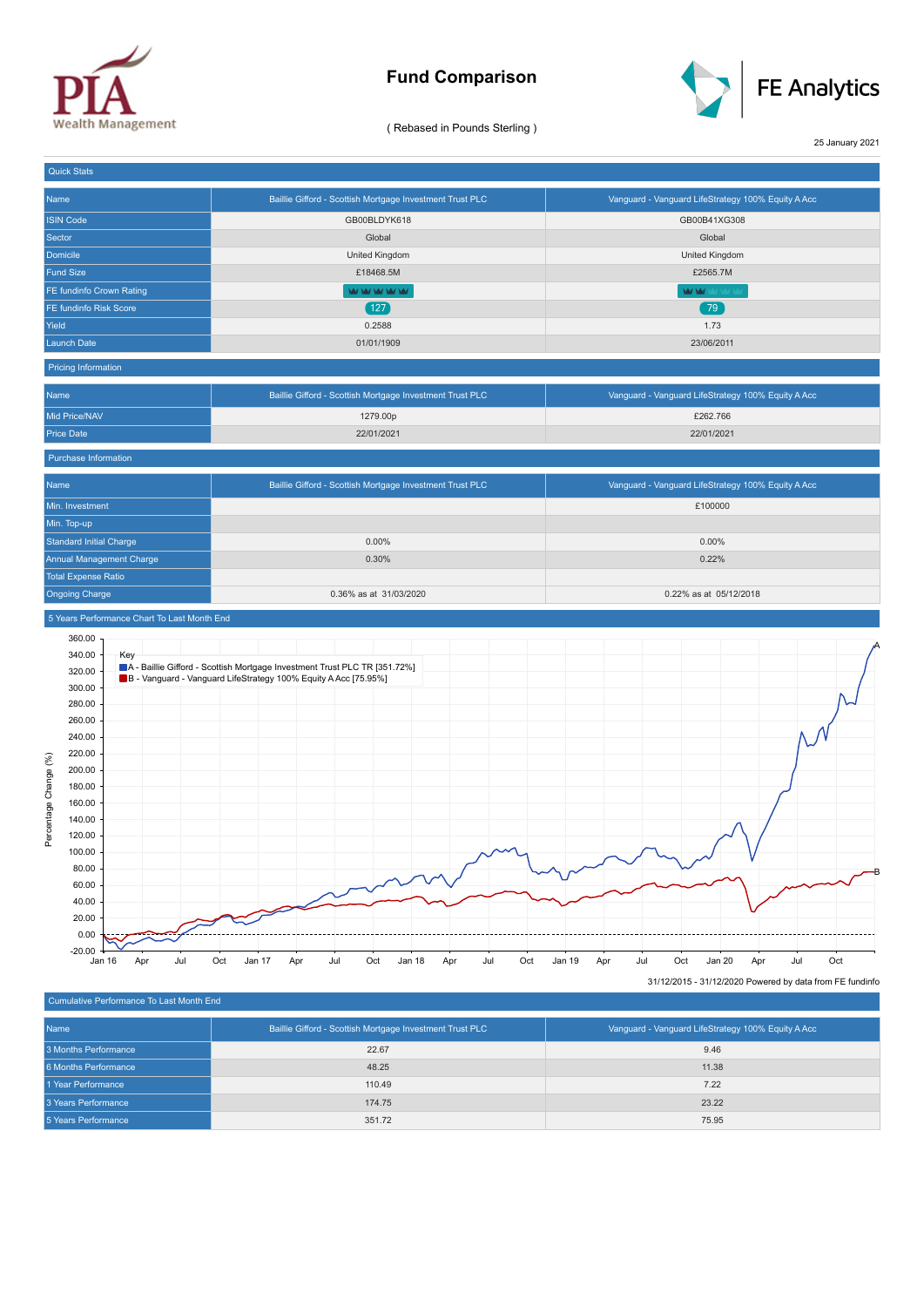# Fund Comparison

( Rebased in Pounds Sterling )

FE Analytics

25 January 2021

## Quick Stats

| Name | Baillie Gifford - Scottish Mortgage Investment Trust PLC | Vanguard - Vanguard LifeStrategy 100% Equity A Acc |
|---|---|---|
| ISIN Code | GB00BLDYK618 | GB00B41XG308 |
| Sector | Global | Global |
| Domicile | United Kingdom | United Kingdom |
| Fund Size | £18468.5M | £2565.7M |
| FE fundinfo Crown Rating | 5 crowns | 2 crowns |
| FE fundinfo Risk Score | 127 | 79 |
| Yield | 0.2588 | 1.73 |
| Launch Date | 01/01/1909 | 23/06/2011 |

## Pricing Information

| Name | Baillie Gifford - Scottish Mortgage Investment Trust PLC | Vanguard - Vanguard LifeStrategy 100% Equity A Acc |
|---|---|---|
| Mid Price/NAV | 1279.00p | £262.766 |
| Price Date | 22/01/2021 | 22/01/2021 |

## Purchase Information

| Name | Baillie Gifford - Scottish Mortgage Investment Trust PLC | Vanguard - Vanguard LifeStrategy 100% Equity A Acc |
|---|---|---|
| Min. Investment | | £100000 |
| Min. Top-up | | |
| Standard Initial Charge | 0.00% | 0.00% |
| Annual Management Charge | 0.30% | 0.22% |
| Total Expense Ratio | | |
| Ongoing Charge | 0.36% as at 31/03/2020 | 0.22% as at 05/12/2018 |

## 5 Years Performance Chart To Last Month End

Key
- A - Baillie Gifford - Scottish Mortgage Investment Trust PLC TR [351.72%]
- B - Vanguard - Vanguard LifeStrategy 100% Equity A Acc [75.95%]

31/12/2015 - 31/12/2020 Powered by data from FE fundinfo

## Cumulative Performance To Last Month End

| Name | Baillie Gifford - Scottish Mortgage Investment Trust PLC | Vanguard - Vanguard LifeStrategy 100% Equity A Acc |
|---|---|---|
| 3 Months Performance | 22.67 | 9.46 |
| 6 Months Performance | 48.25 | 11.38 |
| 1 Year Performance | 110.49 | 7.22 |
| 3 Years Performance | 174.75 | 23.22 |
| 5 Years Performance | 351.72 | 75.95 |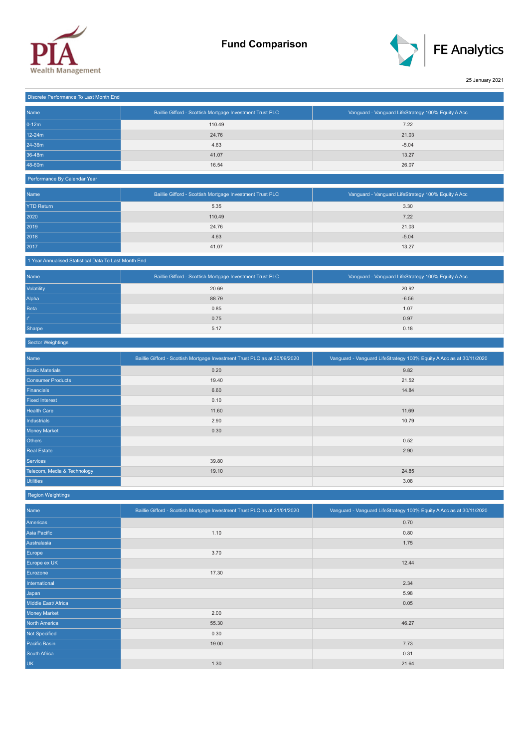PIA Wealth Management

# Fund Comparison

FE Analytics

25 January 2021

## Discrete Performance To Last Month End

| Name | Baillie Gifford - Scottish Mortgage Investment Trust PLC | Vanguard - Vanguard LifeStrategy 100% Equity A Acc |
|---|---|---|
| 0-12m | 110.49 | 7.22 |
| 12-24m | 24.76 | 21.03 |
| 24-36m | 4.63 | -5.04 |
| 36-48m | 41.07 | 13.27 |
| 48-60m | 16.54 | 26.07 |

## Performance By Calendar Year

| Name | Baillie Gifford - Scottish Mortgage Investment Trust PLC | Vanguard - Vanguard LifeStrategy 100% Equity A Acc |
|---|---|---|
| YTD Return | 5.35 | 3.30 |
| 2020 | 110.49 | 7.22 |
| 2019 | 24.76 | 21.03 |
| 2018 | 4.63 | -5.04 |
| 2017 | 41.07 | 13.27 |

## 1 Year Annualised Statistical Data To Last Month End

| Name | Baillie Gifford - Scottish Mortgage Investment Trust PLC | Vanguard - Vanguard LifeStrategy 100% Equity A Acc |
|---|---|---|
| Volatility | 20.69 | 20.92 |
| Alpha | 88.79 | -6.56 |
| Beta | 0.85 | 1.07 |
| $r^2$ | 0.75 | 0.97 |
| Sharpe | 5.17 | 0.18 |

## Sector Weightings

| Name | Baillie Gifford - Scottish Mortgage Investment Trust PLC as at 30/09/2020 | Vanguard - Vanguard LifeStrategy 100% Equity A Acc as at 30/11/2020 |
|---|---|---|
| Basic Materials | 0.20 | 9.82 |
| Consumer Products | 19.40 | 21.52 |
| Financials | 6.60 | 14.84 |
| Fixed Interest | 0.10 | |
| Health Care | 11.60 | 11.69 |
| Industrials | 2.90 | 10.79 |
| Money Market | 0.30 | |
| Others | | 0.52 |
| Real Estate | | 2.90 |
| Services | 39.80 | |
| Telecom, Media & Technology | 19.10 | 24.85 |
| Utilities | | 3.08 |

## Region Weightings

| Name | Baillie Gifford - Scottish Mortgage Investment Trust PLC as at 31/01/2020 | Vanguard - Vanguard LifeStrategy 100% Equity A Acc as at 30/11/2020 |
|---|---|---|
| Americas | | 0.70 |
| Asia Pacific | 1.10 | 0.80 |
| Australasia | | 1.75 |
| Europe | 3.70 | |
| Europe ex UK | | 12.44 |
| Eurozone | 17.30 | |
| International | | 2.34 |
| Japan | | 5.98 |
| Middle East/ Africa | | 0.05 |
| Money Market | 2.00 | |
| North America | 55.30 | 46.27 |
| Not Specified | 0.30 | |
| Pacific Basin | 19.00 | 7.73 |
| South Africa | | 0.31 |
| UK | 1.30 | 21.64 |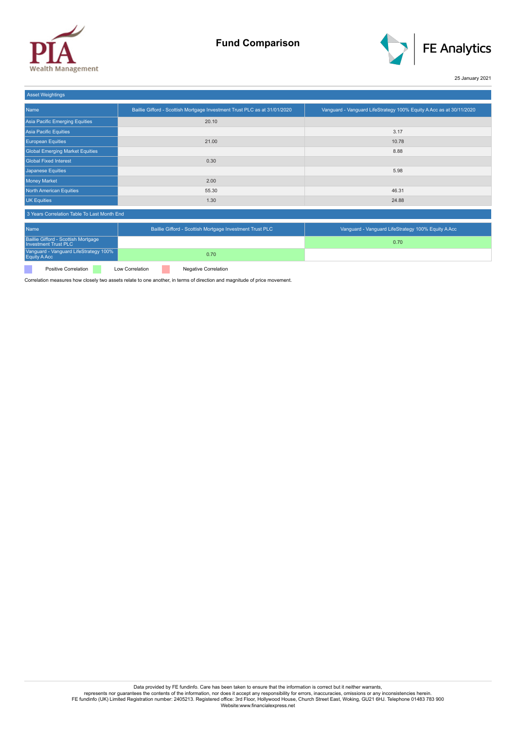# Fund Comparison

25 January 2021

## Asset Weightings

| Name | Baillie Gifford - Scottish Mortgage Investment Trust PLC as at 31/01/2020 | Vanguard - Vanguard LifeStrategy 100% Equity A Acc as at 30/11/2020 |
|---|---|---|
| Asia Pacific Emerging Equities | 20.10 | |
| Asia Pacific Equities | | 3.17 |
| European Equities | 21.00 | 10.78 |
| Global Emerging Market Equities | | 8.88 |
| Global Fixed Interest | 0.30 | |
| Japanese Equities | | 5.98 |
| Money Market | 2.00 | |
| North American Equities | 55.30 | 46.31 |
| UK Equities | 1.30 | 24.88 |

## 3 Years Correlation Table To Last Month End

| Name | Baillie Gifford - Scottish Mortgage Investment Trust PLC | Vanguard - Vanguard LifeStrategy 100% Equity A Acc |
|---|---|---|
| Baillie Gifford - Scottish Mortgage Investment Trust PLC | | 0.70 |
| Vanguard - Vanguard LifeStrategy 100% Equity A Acc | 0.70 | |

Positive Correlation    Low Correlation    Negative Correlation

Correlation measures how closely two assets relate to one another, in terms of direction and magnitude of price movement.

Data provided by FE fundinfo. Care has been taken to ensure that the information is correct but it neither warrants, represents nor guarantees the contents of the information, nor does it accept any responsibility for errors, inaccuracies, omissions or any inconsistencies herein. FE fundinfo (UK) Limited Registration number: 2405213. Registered office: 3rd Floor, Hollywood House, Church Street East, Woking, GU21 6HJ. Telephone 01483 783 900 Website:www.financialexpress.net